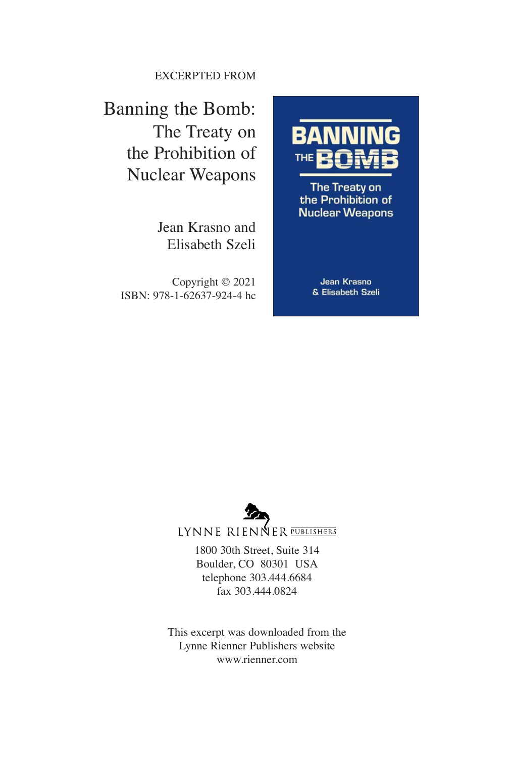EXCERPTED FROM

# Banning the Bomb: The Treaty on the Prohibition of Nuclear Weapons

Jean Krasno and Elisabeth Szeli

Copyright © 2021
ISBN: 978-1-62637-924-4 hc

LYNNE RIENNER PUBLISHERS
1800 30th Street, Suite 314
Boulder, CO 80301 USA
telephone 303.444.6684
fax 303.444.0824

This excerpt was downloaded from the Lynne Rienner Publishers website
www.rienner.com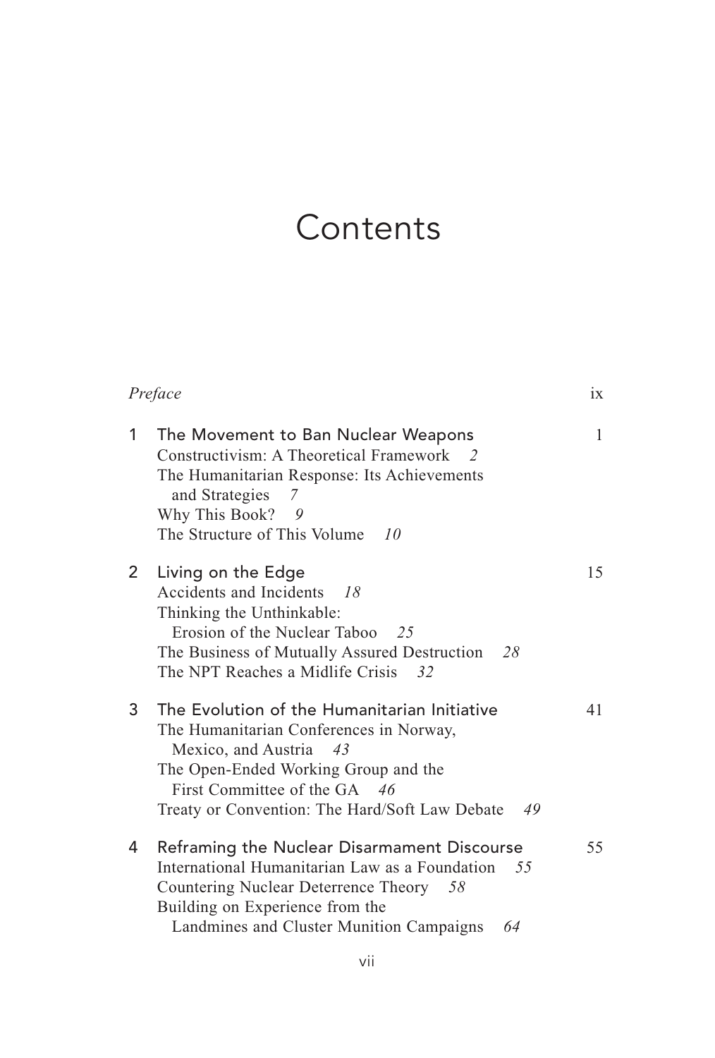# Contents

*Preface* ix

1 The Movement to Ban Nuclear Weapons 1
- Constructivism: A Theoretical Framework *2*
- The Humanitarian Response: Its Achievements and Strategies *7*
- Why This Book? *9*
- The Structure of This Volume *10*

2 Living on the Edge 15
- Accidents and Incidents *18*
- Thinking the Unthinkable: Erosion of the Nuclear Taboo *25*
- The Business of Mutually Assured Destruction *28*
- The NPT Reaches a Midlife Crisis *32*

3 The Evolution of the Humanitarian Initiative 41
- The Humanitarian Conferences in Norway, Mexico, and Austria *43*
- The Open-Ended Working Group and the First Committee of the GA *46*
- Treaty or Convention: The Hard/Soft Law Debate *49*

4 Reframing the Nuclear Disarmament Discourse 55
- International Humanitarian Law as a Foundation *55*
- Countering Nuclear Deterrence Theory *58*
- Building on Experience from the Landmines and Cluster Munition Campaigns *64*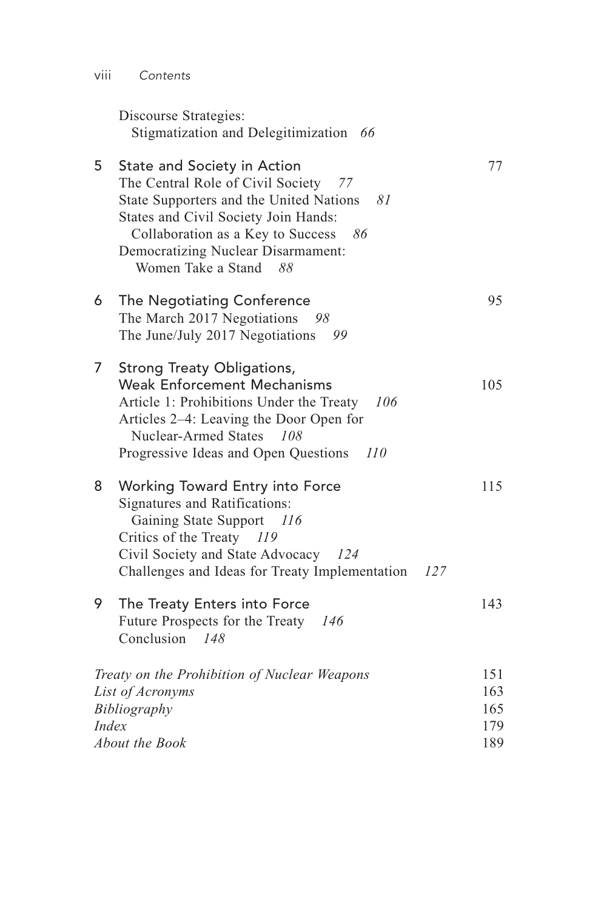Discourse Strategies:
Stigmatization and Delegitimization *66*

5 State and Society in Action 77
The Central Role of Civil Society *77*
State Supporters and the United Nations *81*
States and Civil Society Join Hands:
Collaboration as a Key to Success *86*
Democratizing Nuclear Disarmament:
Women Take a Stand *88*

6 The Negotiating Conference 95
The March 2017 Negotiations *98*
The June/July 2017 Negotiations *99*

7 Strong Treaty Obligations,
Weak Enforcement Mechanisms 105
Article 1: Prohibitions Under the Treaty *106*
Articles 2–4: Leaving the Door Open for
Nuclear-Armed States *108*
Progressive Ideas and Open Questions *110*

8 Working Toward Entry into Force 115
Signatures and Ratifications:
Gaining State Support *116*
Critics of the Treaty *119*
Civil Society and State Advocacy *124*
Challenges and Ideas for Treaty Implementation *127*

9 The Treaty Enters into Force 143
Future Prospects for the Treaty *146*
Conclusion *148*

*Treaty on the Prohibition of Nuclear Weapons* 151
*List of Acronyms* 163
*Bibliography* 165
*Index* 179
*About the Book* 189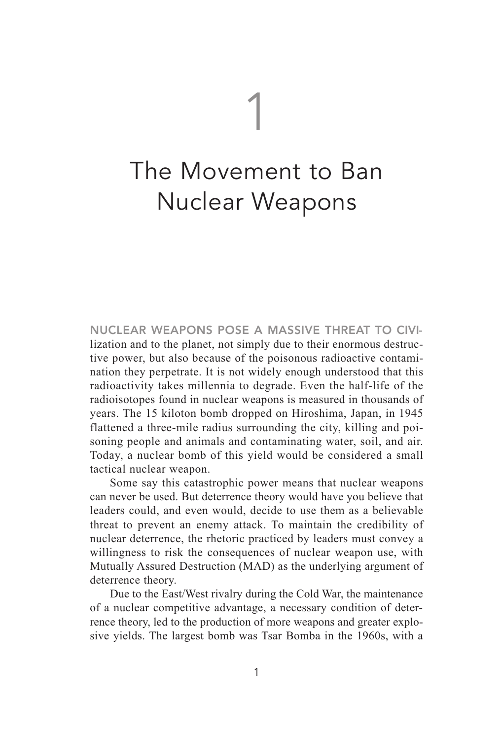# 1

# The Movement to Ban Nuclear Weapons

NUCLEAR WEAPONS POSE A MASSIVE THREAT TO CIVILIZATION and to the planet, not simply due to their enormous destructive power, but also because of the poisonous radioactive contamination they perpetrate. It is not widely enough understood that this radioactivity takes millennia to degrade. Even the half-life of the radioisotopes found in nuclear weapons is measured in thousands of years. The 15 kiloton bomb dropped on Hiroshima, Japan, in 1945 flattened a three-mile radius surrounding the city, killing and poisoning people and animals and contaminating water, soil, and air. Today, a nuclear bomb of this yield would be considered a small tactical nuclear weapon.

Some say this catastrophic power means that nuclear weapons can never be used. But deterrence theory would have you believe that leaders could, and even would, decide to use them as a believable threat to prevent an enemy attack. To maintain the credibility of nuclear deterrence, the rhetoric practiced by leaders must convey a willingness to risk the consequences of nuclear weapon use, with Mutually Assured Destruction (MAD) as the underlying argument of deterrence theory.

Due to the East/West rivalry during the Cold War, the maintenance of a nuclear competitive advantage, a necessary condition of deterrence theory, led to the production of more weapons and greater explosive yields. The largest bomb was Tsar Bomba in the 1960s, with a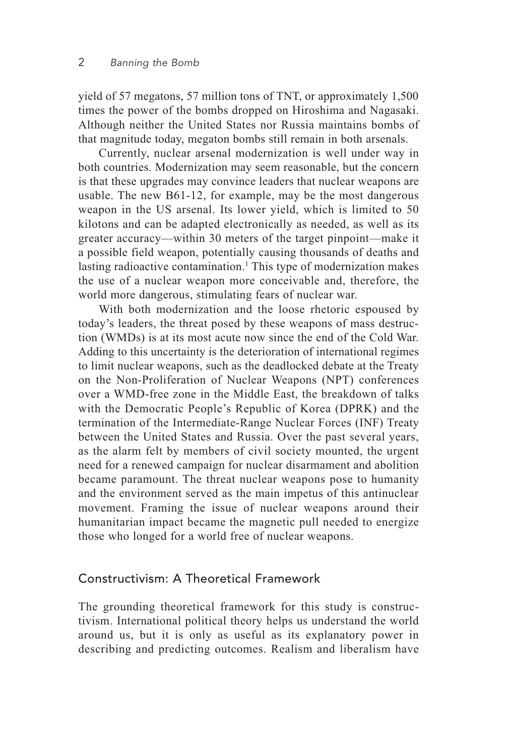yield of 57 megatons, 57 million tons of TNT, or approximately 1,500 times the power of the bombs dropped on Hiroshima and Nagasaki. Although neither the United States nor Russia maintains bombs of that magnitude today, megaton bombs still remain in both arsenals.

Currently, nuclear arsenal modernization is well under way in both countries. Modernization may seem reasonable, but the concern is that these upgrades may convince leaders that nuclear weapons are usable. The new B61-12, for example, may be the most dangerous weapon in the US arsenal. Its lower yield, which is limited to 50 kilotons and can be adapted electronically as needed, as well as its greater accuracy—within 30 meters of the target pinpoint—make it a possible field weapon, potentially causing thousands of deaths and lasting radioactive contamination.[1] This type of modernization makes the use of a nuclear weapon more conceivable and, therefore, the world more dangerous, stimulating fears of nuclear war.

With both modernization and the loose rhetoric espoused by today's leaders, the threat posed by these weapons of mass destruction (WMDs) is at its most acute now since the end of the Cold War. Adding to this uncertainty is the deterioration of international regimes to limit nuclear weapons, such as the deadlocked debate at the Treaty on the Non-Proliferation of Nuclear Weapons (NPT) conferences over a WMD-free zone in the Middle East, the breakdown of talks with the Democratic People's Republic of Korea (DPRK) and the termination of the Intermediate-Range Nuclear Forces (INF) Treaty between the United States and Russia. Over the past several years, as the alarm felt by members of civil society mounted, the urgent need for a renewed campaign for nuclear disarmament and abolition became paramount. The threat nuclear weapons pose to humanity and the environment served as the main impetus of this antinuclear movement. Framing the issue of nuclear weapons around their humanitarian impact became the magnetic pull needed to energize those who longed for a world free of nuclear weapons.

## Constructivism: A Theoretical Framework

The grounding theoretical framework for this study is constructivism. International political theory helps us understand the world around us, but it is only as useful as its explanatory power in describing and predicting outcomes. Realism and liberalism have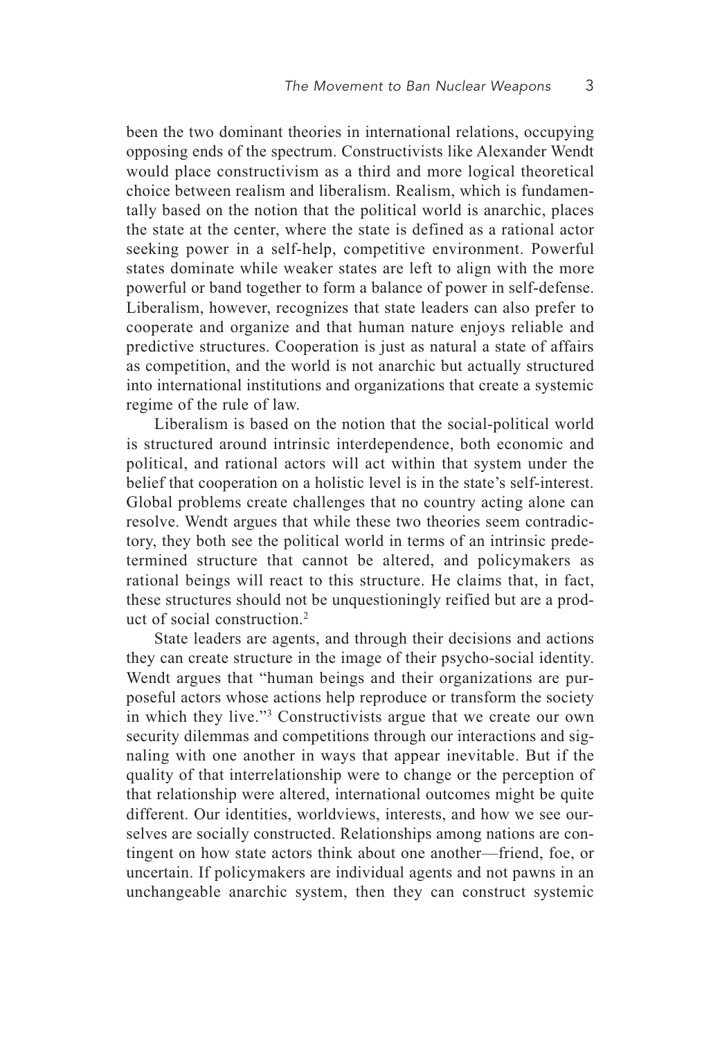been the two dominant theories in international relations, occupying opposing ends of the spectrum. Constructivists like Alexander Wendt would place constructivism as a third and more logical theoretical choice between realism and liberalism. Realism, which is fundamentally based on the notion that the political world is anarchic, places the state at the center, where the state is defined as a rational actor seeking power in a self-help, competitive environment. Powerful states dominate while weaker states are left to align with the more powerful or band together to form a balance of power in self-defense. Liberalism, however, recognizes that state leaders can also prefer to cooperate and organize and that human nature enjoys reliable and predictive structures. Cooperation is just as natural a state of affairs as competition, and the world is not anarchic but actually structured into international institutions and organizations that create a systemic regime of the rule of law.

Liberalism is based on the notion that the social-political world is structured around intrinsic interdependence, both economic and political, and rational actors will act within that system under the belief that cooperation on a holistic level is in the state's self-interest. Global problems create challenges that no country acting alone can resolve. Wendt argues that while these two theories seem contradictory, they both see the political world in terms of an intrinsic predetermined structure that cannot be altered, and policymakers as rational beings will react to this structure. He claims that, in fact, these structures should not be unquestioningly reified but are a product of social construction.[2]

State leaders are agents, and through their decisions and actions they can create structure in the image of their psycho-social identity. Wendt argues that "human beings and their organizations are purposeful actors whose actions help reproduce or transform the society in which they live."[3] Constructivists argue that we create our own security dilemmas and competitions through our interactions and signaling with one another in ways that appear inevitable. But if the quality of that interrelationship were to change or the perception of that relationship were altered, international outcomes might be quite different. Our identities, worldviews, interests, and how we see ourselves are socially constructed. Relationships among nations are contingent on how state actors think about one another—friend, foe, or uncertain. If policymakers are individual agents and not pawns in an unchangeable anarchic system, then they can construct systemic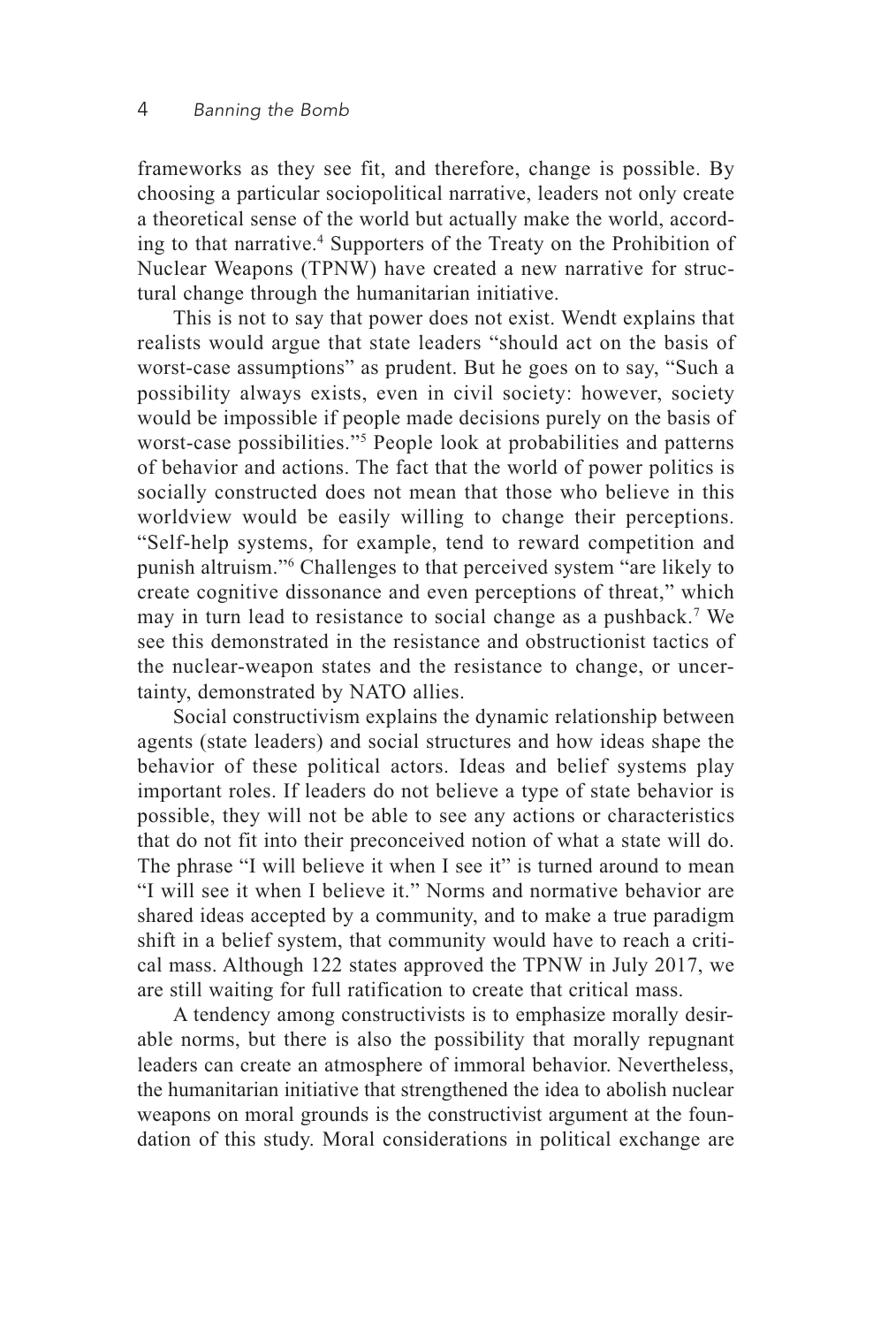frameworks as they see fit, and therefore, change is possible. By choosing a particular sociopolitical narrative, leaders not only create a theoretical sense of the world but actually make the world, according to that narrative.[4] Supporters of the Treaty on the Prohibition of Nuclear Weapons (TPNW) have created a new narrative for structural change through the humanitarian initiative.

This is not to say that power does not exist. Wendt explains that realists would argue that state leaders "should act on the basis of worst-case assumptions" as prudent. But he goes on to say, "Such a possibility always exists, even in civil society: however, society would be impossible if people made decisions purely on the basis of worst-case possibilities."[5] People look at probabilities and patterns of behavior and actions. The fact that the world of power politics is socially constructed does not mean that those who believe in this worldview would be easily willing to change their perceptions. "Self-help systems, for example, tend to reward competition and punish altruism."[6] Challenges to that perceived system "are likely to create cognitive dissonance and even perceptions of threat," which may in turn lead to resistance to social change as a pushback.[7] We see this demonstrated in the resistance and obstructionist tactics of the nuclear-weapon states and the resistance to change, or uncertainty, demonstrated by NATO allies.

Social constructivism explains the dynamic relationship between agents (state leaders) and social structures and how ideas shape the behavior of these political actors. Ideas and belief systems play important roles. If leaders do not believe a type of state behavior is possible, they will not be able to see any actions or characteristics that do not fit into their preconceived notion of what a state will do. The phrase "I will believe it when I see it" is turned around to mean "I will see it when I believe it." Norms and normative behavior are shared ideas accepted by a community, and to make a true paradigm shift in a belief system, that community would have to reach a critical mass. Although 122 states approved the TPNW in July 2017, we are still waiting for full ratification to create that critical mass.

A tendency among constructivists is to emphasize morally desirable norms, but there is also the possibility that morally repugnant leaders can create an atmosphere of immoral behavior. Nevertheless, the humanitarian initiative that strengthened the idea to abolish nuclear weapons on moral grounds is the constructivist argument at the foundation of this study. Moral considerations in political exchange are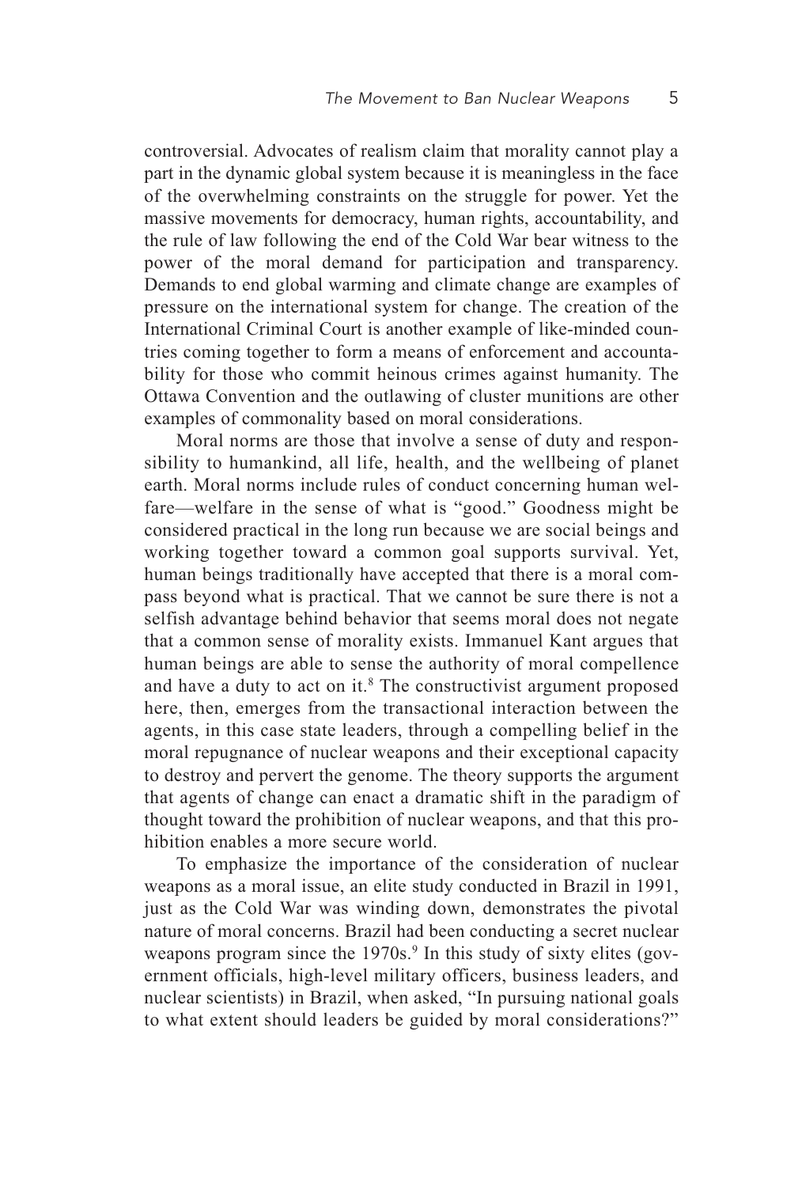controversial. Advocates of realism claim that morality cannot play a part in the dynamic global system because it is meaningless in the face of the overwhelming constraints on the struggle for power. Yet the massive movements for democracy, human rights, accountability, and the rule of law following the end of the Cold War bear witness to the power of the moral demand for participation and transparency. Demands to end global warming and climate change are examples of pressure on the international system for change. The creation of the International Criminal Court is another example of like-minded countries coming together to form a means of enforcement and accountability for those who commit heinous crimes against humanity. The Ottawa Convention and the outlawing of cluster munitions are other examples of commonality based on moral considerations.

Moral norms are those that involve a sense of duty and responsibility to humankind, all life, health, and the wellbeing of planet earth. Moral norms include rules of conduct concerning human welfare—welfare in the sense of what is "good." Goodness might be considered practical in the long run because we are social beings and working together toward a common goal supports survival. Yet, human beings traditionally have accepted that there is a moral compass beyond what is practical. That we cannot be sure there is not a selfish advantage behind behavior that seems moral does not negate that a common sense of morality exists. Immanuel Kant argues that human beings are able to sense the authority of moral compellence and have a duty to act on it.[8] The constructivist argument proposed here, then, emerges from the transactional interaction between the agents, in this case state leaders, through a compelling belief in the moral repugnance of nuclear weapons and their exceptional capacity to destroy and pervert the genome. The theory supports the argument that agents of change can enact a dramatic shift in the paradigm of thought toward the prohibition of nuclear weapons, and that this prohibition enables a more secure world.

To emphasize the importance of the consideration of nuclear weapons as a moral issue, an elite study conducted in Brazil in 1991, just as the Cold War was winding down, demonstrates the pivotal nature of moral concerns. Brazil had been conducting a secret nuclear weapons program since the 1970s.[9] In this study of sixty elites (government officials, high-level military officers, business leaders, and nuclear scientists) in Brazil, when asked, "In pursuing national goals to what extent should leaders be guided by moral considerations?"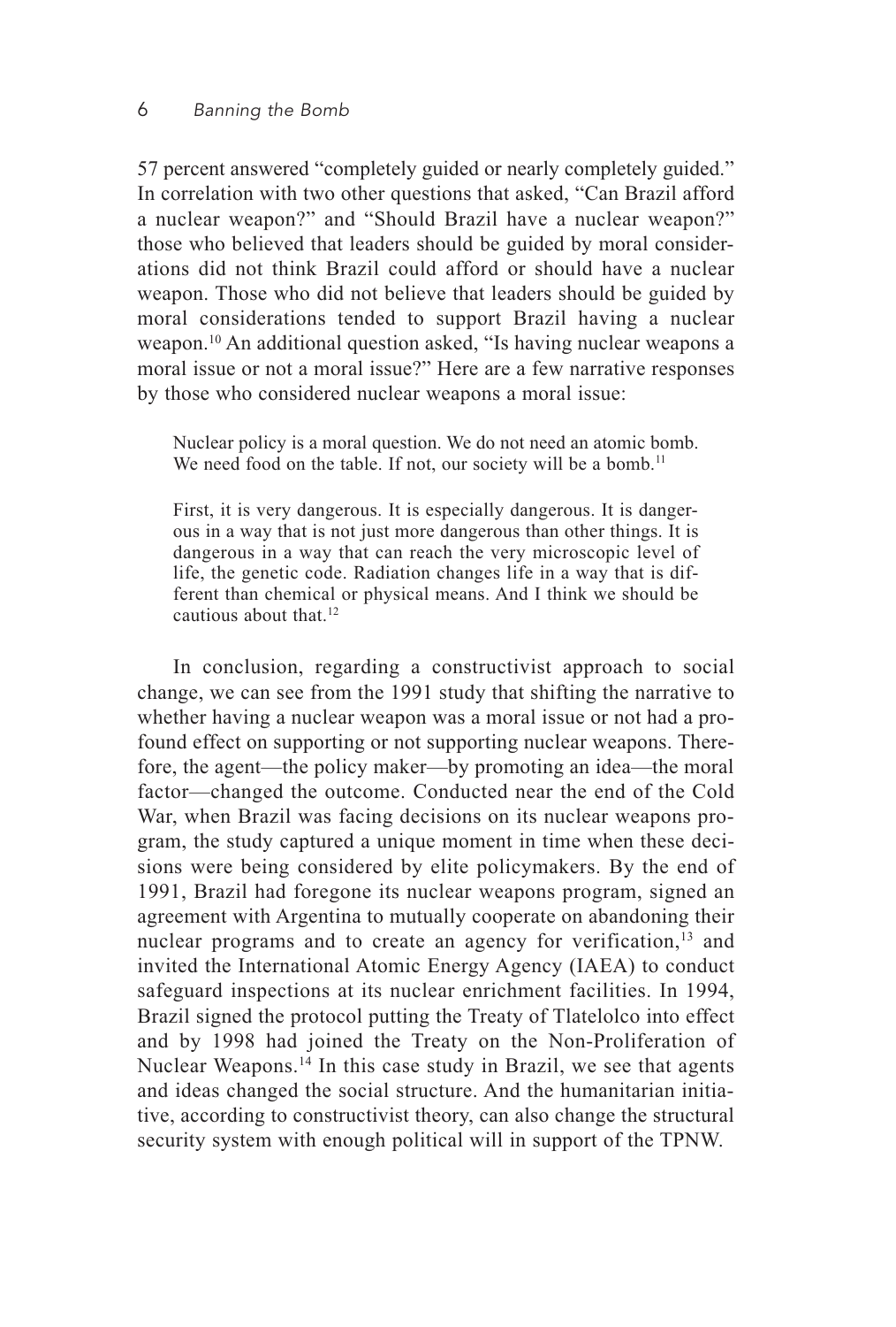57 percent answered "completely guided or nearly completely guided." In correlation with two other questions that asked, "Can Brazil afford a nuclear weapon?" and "Should Brazil have a nuclear weapon?" those who believed that leaders should be guided by moral considerations did not think Brazil could afford or should have a nuclear weapon. Those who did not believe that leaders should be guided by moral considerations tended to support Brazil having a nuclear weapon.[10] An additional question asked, "Is having nuclear weapons a moral issue or not a moral issue?" Here are a few narrative responses by those who considered nuclear weapons a moral issue:

> Nuclear policy is a moral question. We do not need an atomic bomb. We need food on the table. If not, our society will be a bomb.[11]

> First, it is very dangerous. It is especially dangerous. It is dangerous in a way that is not just more dangerous than other things. It is dangerous in a way that can reach the very microscopic level of life, the genetic code. Radiation changes life in a way that is different than chemical or physical means. And I think we should be cautious about that.[12]

In conclusion, regarding a constructivist approach to social change, we can see from the 1991 study that shifting the narrative to whether having a nuclear weapon was a moral issue or not had a profound effect on supporting or not supporting nuclear weapons. Therefore, the agent—the policy maker—by promoting an idea—the moral factor—changed the outcome. Conducted near the end of the Cold War, when Brazil was facing decisions on its nuclear weapons program, the study captured a unique moment in time when these decisions were being considered by elite policymakers. By the end of 1991, Brazil had foregone its nuclear weapons program, signed an agreement with Argentina to mutually cooperate on abandoning their nuclear programs and to create an agency for verification,[13] and invited the International Atomic Energy Agency (IAEA) to conduct safeguard inspections at its nuclear enrichment facilities. In 1994, Brazil signed the protocol putting the Treaty of Tlatelolco into effect and by 1998 had joined the Treaty on the Non-Proliferation of Nuclear Weapons.[14] In this case study in Brazil, we see that agents and ideas changed the social structure. And the humanitarian initiative, according to constructivist theory, can also change the structural security system with enough political will in support of the TPNW.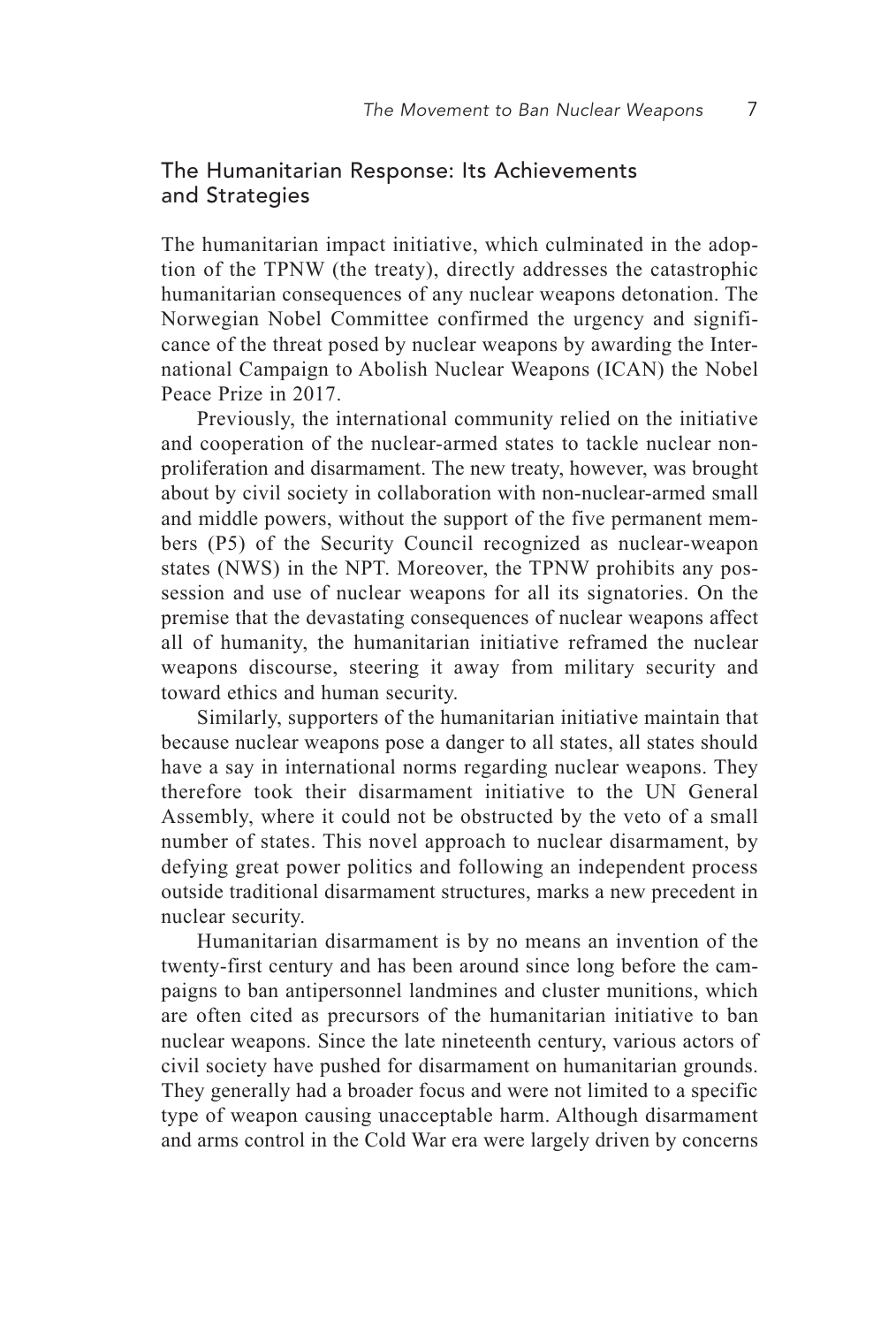## The Humanitarian Response: Its Achievements and Strategies

The humanitarian impact initiative, which culminated in the adoption of the TPNW (the treaty), directly addresses the catastrophic humanitarian consequences of any nuclear weapons detonation. The Norwegian Nobel Committee confirmed the urgency and significance of the threat posed by nuclear weapons by awarding the International Campaign to Abolish Nuclear Weapons (ICAN) the Nobel Peace Prize in 2017.

Previously, the international community relied on the initiative and cooperation of the nuclear-armed states to tackle nuclear nonproliferation and disarmament. The new treaty, however, was brought about by civil society in collaboration with non-nuclear-armed small and middle powers, without the support of the five permanent members (P5) of the Security Council recognized as nuclear-weapon states (NWS) in the NPT. Moreover, the TPNW prohibits any possession and use of nuclear weapons for all its signatories. On the premise that the devastating consequences of nuclear weapons affect all of humanity, the humanitarian initiative reframed the nuclear weapons discourse, steering it away from military security and toward ethics and human security.

Similarly, supporters of the humanitarian initiative maintain that because nuclear weapons pose a danger to all states, all states should have a say in international norms regarding nuclear weapons. They therefore took their disarmament initiative to the UN General Assembly, where it could not be obstructed by the veto of a small number of states. This novel approach to nuclear disarmament, by defying great power politics and following an independent process outside traditional disarmament structures, marks a new precedent in nuclear security.

Humanitarian disarmament is by no means an invention of the twenty-first century and has been around since long before the campaigns to ban antipersonnel landmines and cluster munitions, which are often cited as precursors of the humanitarian initiative to ban nuclear weapons. Since the late nineteenth century, various actors of civil society have pushed for disarmament on humanitarian grounds. They generally had a broader focus and were not limited to a specific type of weapon causing unacceptable harm. Although disarmament and arms control in the Cold War era were largely driven by concerns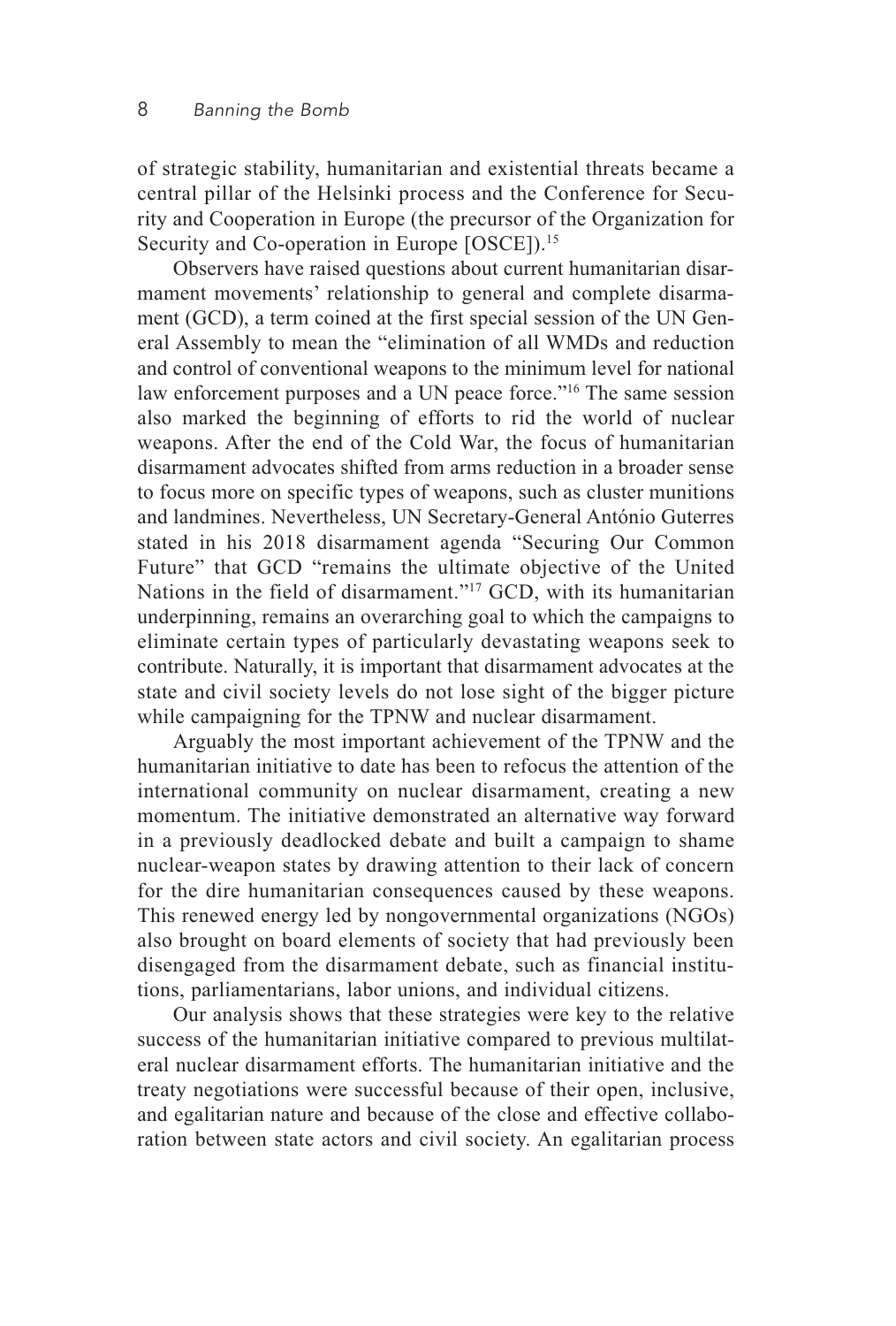of strategic stability, humanitarian and existential threats became a central pillar of the Helsinki process and the Conference for Security and Cooperation in Europe (the precursor of the Organization for Security and Co-operation in Europe [OSCE]).[15]

Observers have raised questions about current humanitarian disarmament movements' relationship to general and complete disarmament (GCD), a term coined at the first special session of the UN General Assembly to mean the "elimination of all WMDs and reduction and control of conventional weapons to the minimum level for national law enforcement purposes and a UN peace force."[16] The same session also marked the beginning of efforts to rid the world of nuclear weapons. After the end of the Cold War, the focus of humanitarian disarmament advocates shifted from arms reduction in a broader sense to focus more on specific types of weapons, such as cluster munitions and landmines. Nevertheless, UN Secretary-General António Guterres stated in his 2018 disarmament agenda "Securing Our Common Future" that GCD "remains the ultimate objective of the United Nations in the field of disarmament."[17] GCD, with its humanitarian underpinning, remains an overarching goal to which the campaigns to eliminate certain types of particularly devastating weapons seek to contribute. Naturally, it is important that disarmament advocates at the state and civil society levels do not lose sight of the bigger picture while campaigning for the TPNW and nuclear disarmament.

Arguably the most important achievement of the TPNW and the humanitarian initiative to date has been to refocus the attention of the international community on nuclear disarmament, creating a new momentum. The initiative demonstrated an alternative way forward in a previously deadlocked debate and built a campaign to shame nuclear-weapon states by drawing attention to their lack of concern for the dire humanitarian consequences caused by these weapons. This renewed energy led by nongovernmental organizations (NGOs) also brought on board elements of society that had previously been disengaged from the disarmament debate, such as financial institutions, parliamentarians, labor unions, and individual citizens.

Our analysis shows that these strategies were key to the relative success of the humanitarian initiative compared to previous multilateral nuclear disarmament efforts. The humanitarian initiative and the treaty negotiations were successful because of their open, inclusive, and egalitarian nature and because of the close and effective collaboration between state actors and civil society. An egalitarian process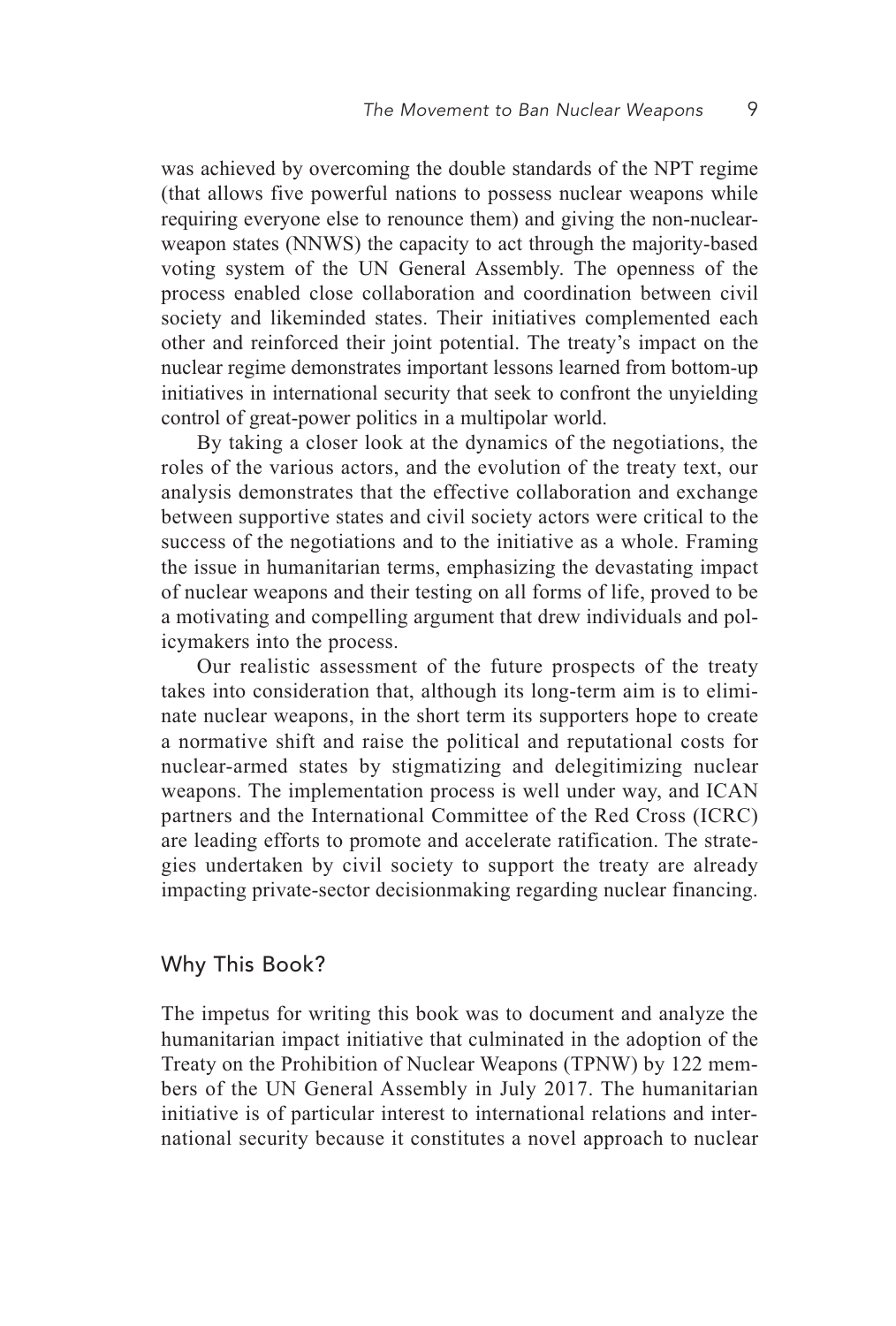was achieved by overcoming the double standards of the NPT regime (that allows five powerful nations to possess nuclear weapons while requiring everyone else to renounce them) and giving the non-nuclear-weapon states (NNWS) the capacity to act through the majority-based voting system of the UN General Assembly. The openness of the process enabled close collaboration and coordination between civil society and likeminded states. Their initiatives complemented each other and reinforced their joint potential. The treaty's impact on the nuclear regime demonstrates important lessons learned from bottom-up initiatives in international security that seek to confront the unyielding control of great-power politics in a multipolar world.

By taking a closer look at the dynamics of the negotiations, the roles of the various actors, and the evolution of the treaty text, our analysis demonstrates that the effective collaboration and exchange between supportive states and civil society actors were critical to the success of the negotiations and to the initiative as a whole. Framing the issue in humanitarian terms, emphasizing the devastating impact of nuclear weapons and their testing on all forms of life, proved to be a motivating and compelling argument that drew individuals and policymakers into the process.

Our realistic assessment of the future prospects of the treaty takes into consideration that, although its long-term aim is to eliminate nuclear weapons, in the short term its supporters hope to create a normative shift and raise the political and reputational costs for nuclear-armed states by stigmatizing and delegitimizing nuclear weapons. The implementation process is well under way, and ICAN partners and the International Committee of the Red Cross (ICRC) are leading efforts to promote and accelerate ratification. The strategies undertaken by civil society to support the treaty are already impacting private-sector decisionmaking regarding nuclear financing.

## Why This Book?

The impetus for writing this book was to document and analyze the humanitarian impact initiative that culminated in the adoption of the Treaty on the Prohibition of Nuclear Weapons (TPNW) by 122 members of the UN General Assembly in July 2017. The humanitarian initiative is of particular interest to international relations and international security because it constitutes a novel approach to nuclear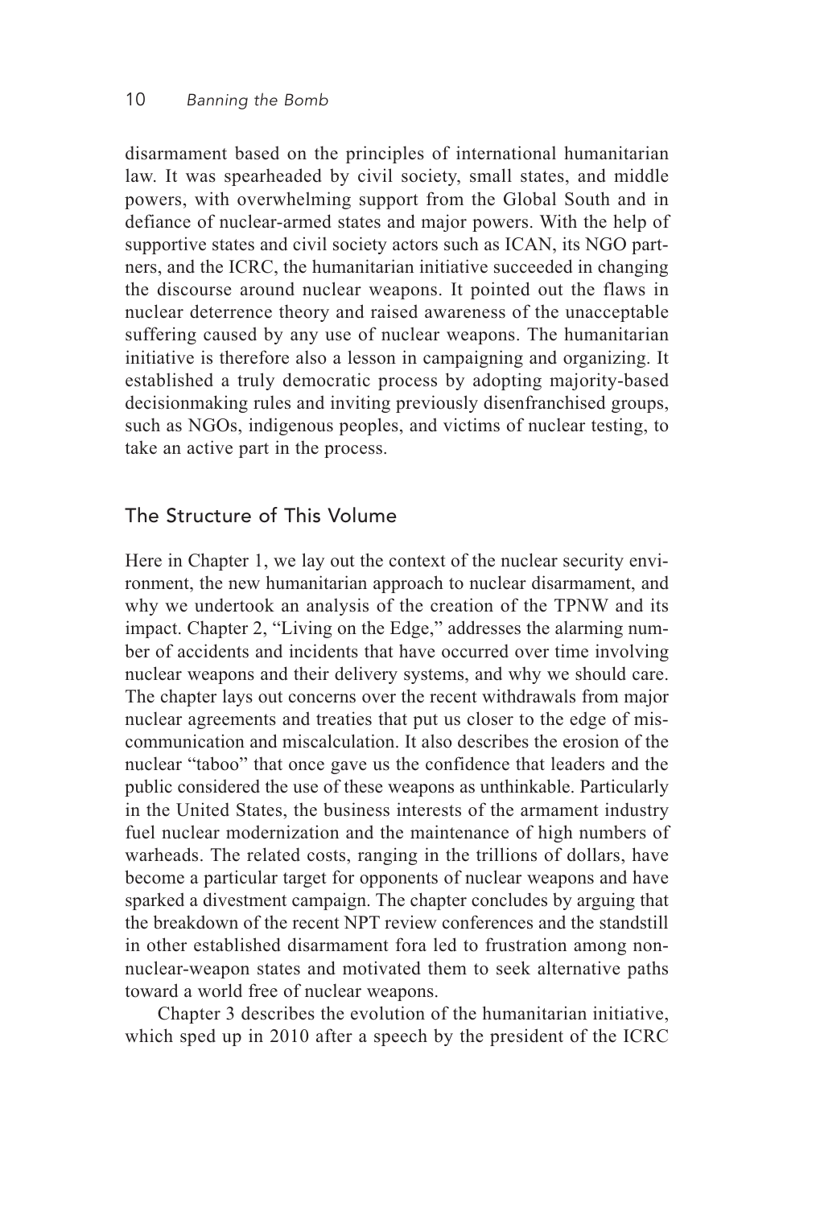disarmament based on the principles of international humanitarian law. It was spearheaded by civil society, small states, and middle powers, with overwhelming support from the Global South and in defiance of nuclear-armed states and major powers. With the help of supportive states and civil society actors such as ICAN, its NGO partners, and the ICRC, the humanitarian initiative succeeded in changing the discourse around nuclear weapons. It pointed out the flaws in nuclear deterrence theory and raised awareness of the unacceptable suffering caused by any use of nuclear weapons. The humanitarian initiative is therefore also a lesson in campaigning and organizing. It established a truly democratic process by adopting majority-based decisionmaking rules and inviting previously disenfranchised groups, such as NGOs, indigenous peoples, and victims of nuclear testing, to take an active part in the process.

## The Structure of This Volume

Here in Chapter 1, we lay out the context of the nuclear security environment, the new humanitarian approach to nuclear disarmament, and why we undertook an analysis of the creation of the TPNW and its impact. Chapter 2, "Living on the Edge," addresses the alarming number of accidents and incidents that have occurred over time involving nuclear weapons and their delivery systems, and why we should care. The chapter lays out concerns over the recent withdrawals from major nuclear agreements and treaties that put us closer to the edge of miscommunication and miscalculation. It also describes the erosion of the nuclear "taboo" that once gave us the confidence that leaders and the public considered the use of these weapons as unthinkable. Particularly in the United States, the business interests of the armament industry fuel nuclear modernization and the maintenance of high numbers of warheads. The related costs, ranging in the trillions of dollars, have become a particular target for opponents of nuclear weapons and have sparked a divestment campaign. The chapter concludes by arguing that the breakdown of the recent NPT review conferences and the standstill in other established disarmament fora led to frustration among non-nuclear-weapon states and motivated them to seek alternative paths toward a world free of nuclear weapons.

Chapter 3 describes the evolution of the humanitarian initiative, which sped up in 2010 after a speech by the president of the ICRC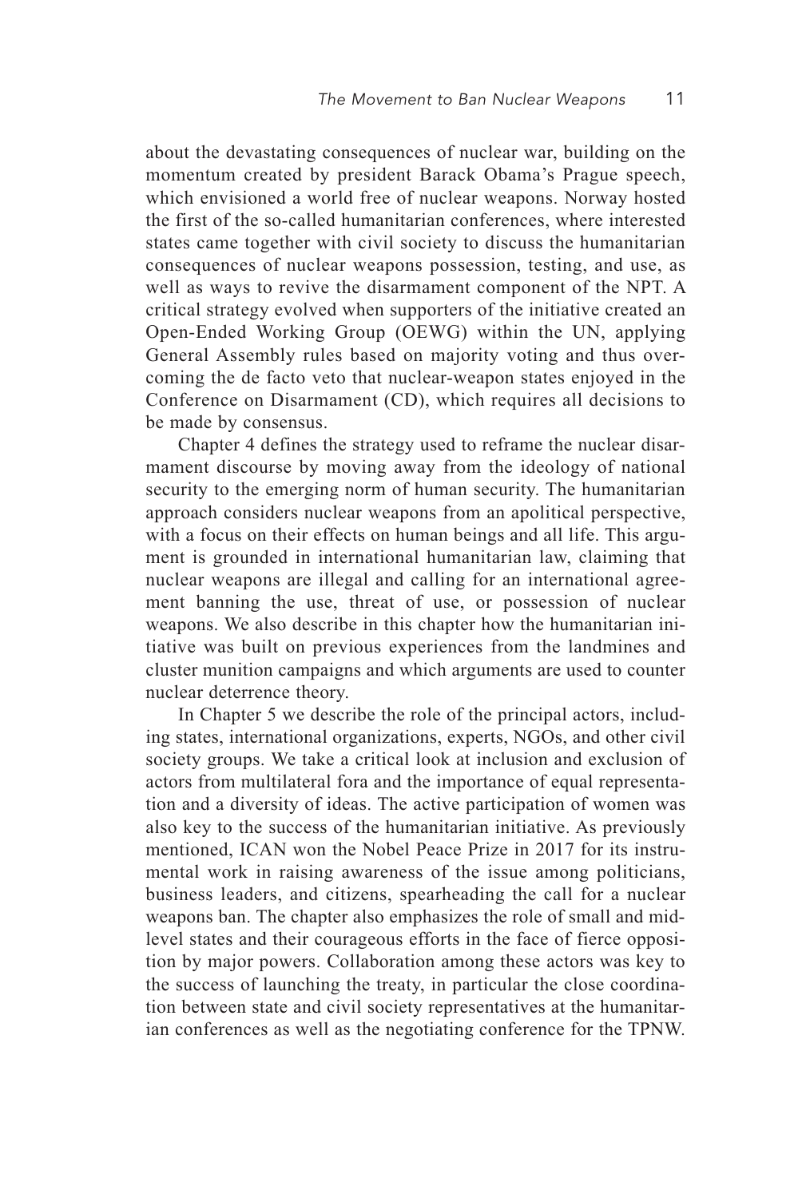about the devastating consequences of nuclear war, building on the momentum created by president Barack Obama's Prague speech, which envisioned a world free of nuclear weapons. Norway hosted the first of the so-called humanitarian conferences, where interested states came together with civil society to discuss the humanitarian consequences of nuclear weapons possession, testing, and use, as well as ways to revive the disarmament component of the NPT. A critical strategy evolved when supporters of the initiative created an Open-Ended Working Group (OEWG) within the UN, applying General Assembly rules based on majority voting and thus overcoming the de facto veto that nuclear-weapon states enjoyed in the Conference on Disarmament (CD), which requires all decisions to be made by consensus.

Chapter 4 defines the strategy used to reframe the nuclear disarmament discourse by moving away from the ideology of national security to the emerging norm of human security. The humanitarian approach considers nuclear weapons from an apolitical perspective, with a focus on their effects on human beings and all life. This argument is grounded in international humanitarian law, claiming that nuclear weapons are illegal and calling for an international agreement banning the use, threat of use, or possession of nuclear weapons. We also describe in this chapter how the humanitarian initiative was built on previous experiences from the landmines and cluster munition campaigns and which arguments are used to counter nuclear deterrence theory.

In Chapter 5 we describe the role of the principal actors, including states, international organizations, experts, NGOs, and other civil society groups. We take a critical look at inclusion and exclusion of actors from multilateral fora and the importance of equal representation and a diversity of ideas. The active participation of women was also key to the success of the humanitarian initiative. As previously mentioned, ICAN won the Nobel Peace Prize in 2017 for its instrumental work in raising awareness of the issue among politicians, business leaders, and citizens, spearheading the call for a nuclear weapons ban. The chapter also emphasizes the role of small and mid-level states and their courageous efforts in the face of fierce opposition by major powers. Collaboration among these actors was key to the success of launching the treaty, in particular the close coordination between state and civil society representatives at the humanitarian conferences as well as the negotiating conference for the TPNW.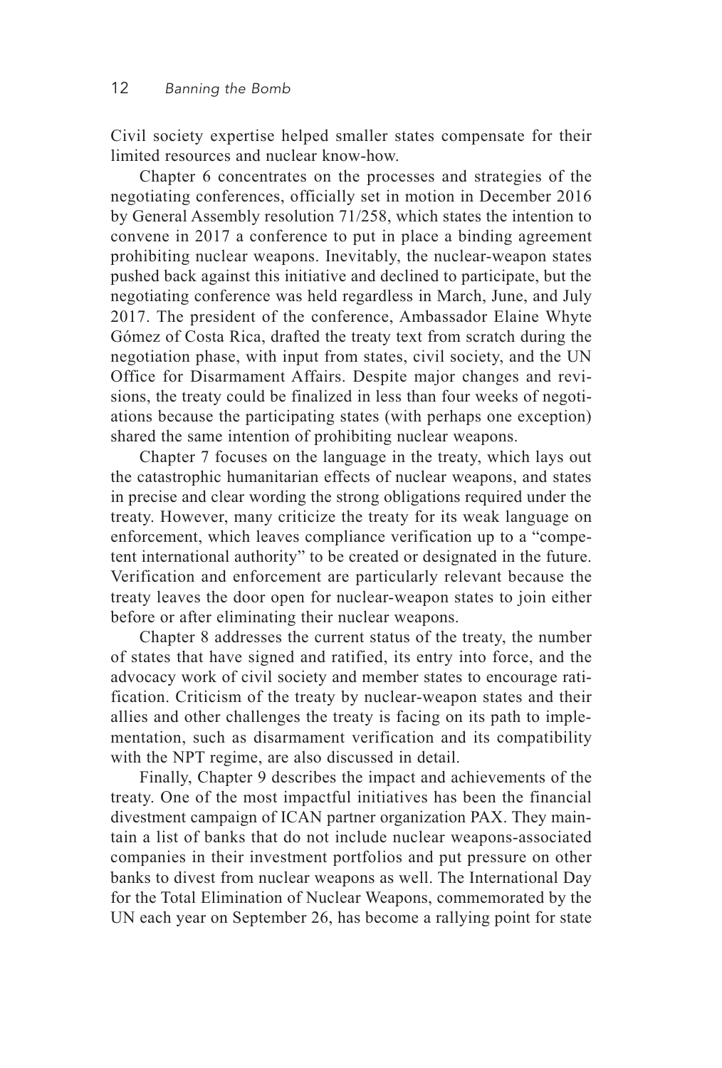Civil society expertise helped smaller states compensate for their limited resources and nuclear know-how.

Chapter 6 concentrates on the processes and strategies of the negotiating conferences, officially set in motion in December 2016 by General Assembly resolution 71/258, which states the intention to convene in 2017 a conference to put in place a binding agreement prohibiting nuclear weapons. Inevitably, the nuclear-weapon states pushed back against this initiative and declined to participate, but the negotiating conference was held regardless in March, June, and July 2017. The president of the conference, Ambassador Elaine Whyte Gómez of Costa Rica, drafted the treaty text from scratch during the negotiation phase, with input from states, civil society, and the UN Office for Disarmament Affairs. Despite major changes and revisions, the treaty could be finalized in less than four weeks of negotiations because the participating states (with perhaps one exception) shared the same intention of prohibiting nuclear weapons.

Chapter 7 focuses on the language in the treaty, which lays out the catastrophic humanitarian effects of nuclear weapons, and states in precise and clear wording the strong obligations required under the treaty. However, many criticize the treaty for its weak language on enforcement, which leaves compliance verification up to a "competent international authority" to be created or designated in the future. Verification and enforcement are particularly relevant because the treaty leaves the door open for nuclear-weapon states to join either before or after eliminating their nuclear weapons.

Chapter 8 addresses the current status of the treaty, the number of states that have signed and ratified, its entry into force, and the advocacy work of civil society and member states to encourage ratification. Criticism of the treaty by nuclear-weapon states and their allies and other challenges the treaty is facing on its path to implementation, such as disarmament verification and its compatibility with the NPT regime, are also discussed in detail.

Finally, Chapter 9 describes the impact and achievements of the treaty. One of the most impactful initiatives has been the financial divestment campaign of ICAN partner organization PAX. They maintain a list of banks that do not include nuclear weapons-associated companies in their investment portfolios and put pressure on other banks to divest from nuclear weapons as well. The International Day for the Total Elimination of Nuclear Weapons, commemorated by the UN each year on September 26, has become a rallying point for state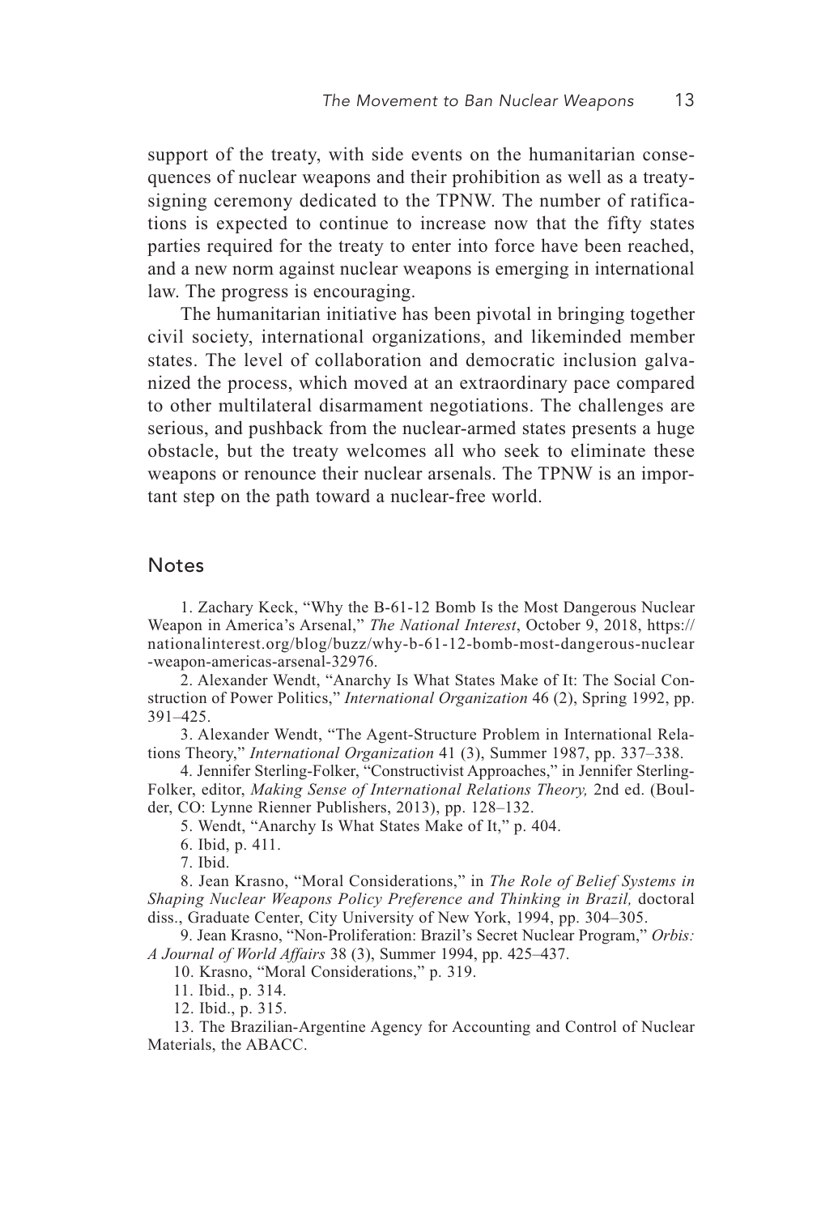support of the treaty, with side events on the humanitarian consequences of nuclear weapons and their prohibition as well as a treaty-signing ceremony dedicated to the TPNW. The number of ratifications is expected to continue to increase now that the fifty states parties required for the treaty to enter into force have been reached, and a new norm against nuclear weapons is emerging in international law. The progress is encouraging.

The humanitarian initiative has been pivotal in bringing together civil society, international organizations, and likeminded member states. The level of collaboration and democratic inclusion galvanized the process, which moved at an extraordinary pace compared to other multilateral disarmament negotiations. The challenges are serious, and pushback from the nuclear-armed states presents a huge obstacle, but the treaty welcomes all who seek to eliminate these weapons or renounce their nuclear arsenals. The TPNW is an important step on the path toward a nuclear-free world.

## Notes

1. Zachary Keck, "Why the B-61-12 Bomb Is the Most Dangerous Nuclear Weapon in America's Arsenal," *The National Interest*, October 9, 2018, https://nationalinterest.org/blog/buzz/why-b-61-12-bomb-most-dangerous-nuclear-weapon-americas-arsenal-32976.
2. Alexander Wendt, "Anarchy Is What States Make of It: The Social Construction of Power Politics," *International Organization* 46 (2), Spring 1992, pp. 391–425.
3. Alexander Wendt, "The Agent-Structure Problem in International Relations Theory," *International Organization* 41 (3), Summer 1987, pp. 337–338.
4. Jennifer Sterling-Folker, "Constructivist Approaches," in Jennifer Sterling-Folker, editor, *Making Sense of International Relations Theory,* 2nd ed. (Boulder, CO: Lynne Rienner Publishers, 2013), pp. 128–132.
5. Wendt, "Anarchy Is What States Make of It," p. 404.
6. Ibid, p. 411.
7. Ibid.
8. Jean Krasno, "Moral Considerations," in *The Role of Belief Systems in Shaping Nuclear Weapons Policy Preference and Thinking in Brazil,* doctoral diss., Graduate Center, City University of New York, 1994, pp. 304–305.
9. Jean Krasno, "Non-Proliferation: Brazil's Secret Nuclear Program," *Orbis: A Journal of World Affairs* 38 (3), Summer 1994, pp. 425–437.
10. Krasno, "Moral Considerations," p. 319.
11. Ibid., p. 314.
12. Ibid., p. 315.
13. The Brazilian-Argentine Agency for Accounting and Control of Nuclear Materials, the ABACC.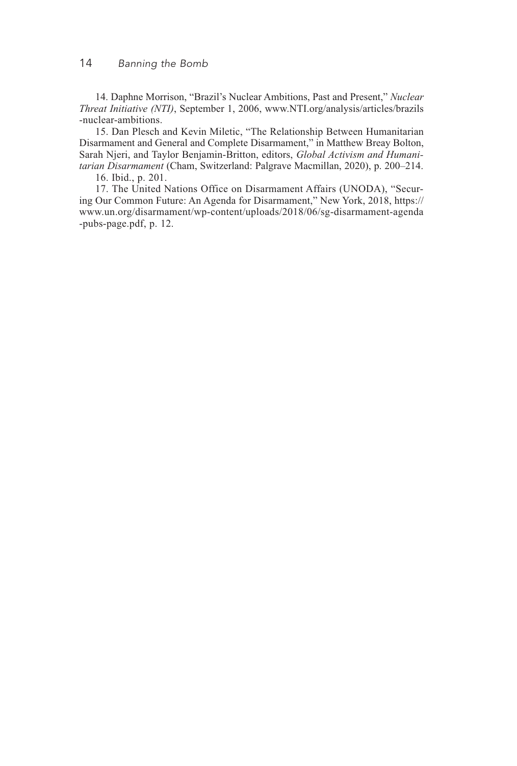14. Daphne Morrison, "Brazil's Nuclear Ambitions, Past and Present," *Nuclear Threat Initiative (NTI)*, September 1, 2006, www.NTI.org/analysis/articles/brazils-nuclear-ambitions.

15. Dan Plesch and Kevin Miletic, "The Relationship Between Humanitarian Disarmament and General and Complete Disarmament," in Matthew Breay Bolton, Sarah Njeri, and Taylor Benjamin-Britton, editors, *Global Activism and Humanitarian Disarmament* (Cham, Switzerland: Palgrave Macmillan, 2020), p. 200–214.

16. Ibid., p. 201.

17. The United Nations Office on Disarmament Affairs (UNODA), "Securing Our Common Future: An Agenda for Disarmament," New York, 2018, https://www.un.org/disarmament/wp-content/uploads/2018/06/sg-disarmament-agenda-pubs-page.pdf, p. 12.